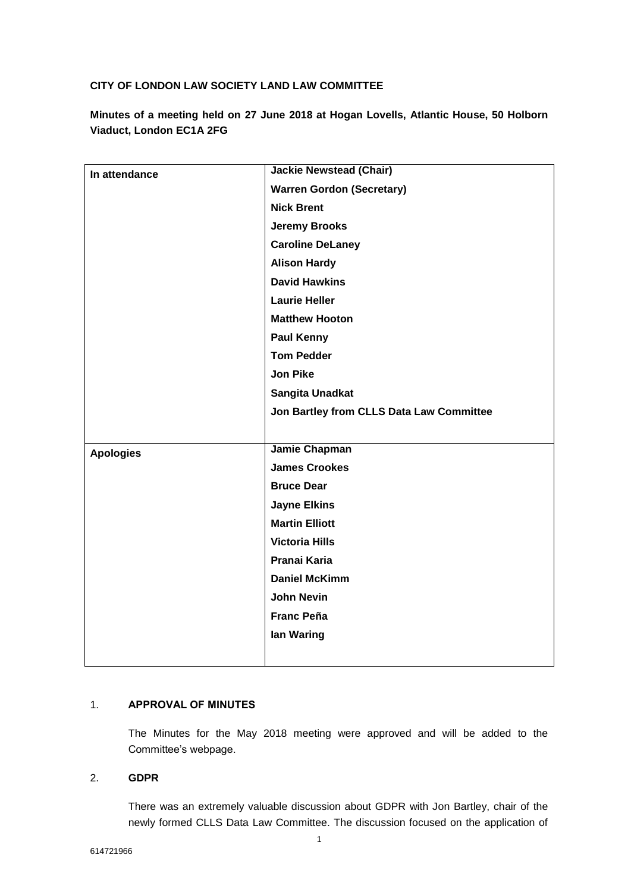**CITY OF LONDON LAW SOCIETY LAND LAW COMMITTEE**

**Minutes of a meeting held on 27 June 2018 at Hogan Lovells, Atlantic House, 50 Holborn Viaduct, London EC1A 2FG**

| | |
|---|---|
| **In attendance** | **Jackie Newstead (Chair)**<br>**Warren Gordon (Secretary)**<br>**Nick Brent**<br>**Jeremy Brooks**<br>**Caroline DeLaney**<br>**Alison Hardy**<br>**David Hawkins**<br>**Laurie Heller**<br>**Matthew Hooton**<br>**Paul Kenny**<br>**Tom Pedder**<br>**Jon Pike**<br>**Sangita Unadkat**<br>**Jon Bartley from CLLS Data Law Committee** |
| **Apologies** | **Jamie Chapman**<br>**James Crookes**<br>**Bruce Dear**<br>**Jayne Elkins**<br>**Martin Elliott**<br>**Victoria Hills**<br>**Pranai Karia**<br>**Daniel McKimm**<br>**John Nevin**<br>**Franc Peña**<br>**Ian Waring** |

1. **APPROVAL OF MINUTES**

   The Minutes for the May 2018 meeting were approved and will be added to the Committee's webpage.

2. **GDPR**

   There was an extremely valuable discussion about GDPR with Jon Bartley, chair of the newly formed CLLS Data Law Committee. The discussion focused on the application of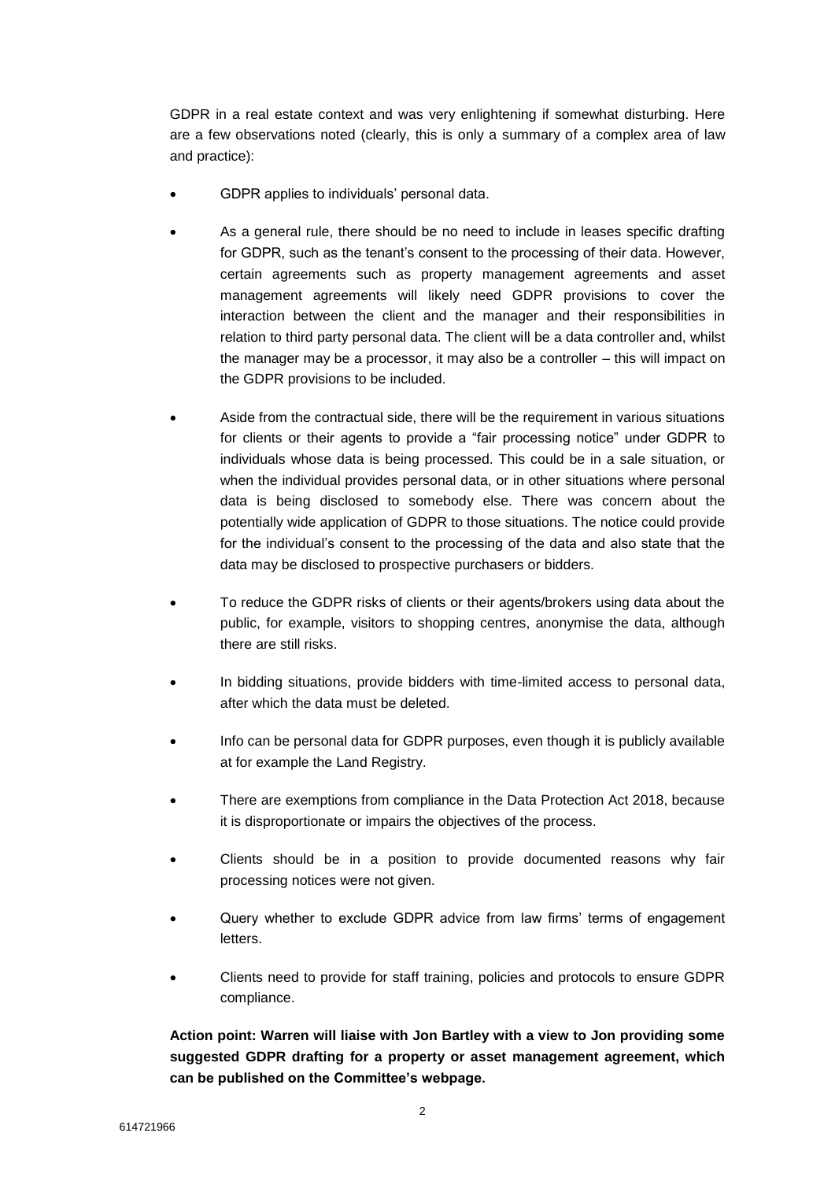GDPR in a real estate context and was very enlightening if somewhat disturbing. Here are a few observations noted (clearly, this is only a summary of a complex area of law and practice):

- GDPR applies to individuals' personal data.
- As a general rule, there should be no need to include in leases specific drafting for GDPR, such as the tenant's consent to the processing of their data. However, certain agreements such as property management agreements and asset management agreements will likely need GDPR provisions to cover the interaction between the client and the manager and their responsibilities in relation to third party personal data. The client will be a data controller and, whilst the manager may be a processor, it may also be a controller – this will impact on the GDPR provisions to be included.
- Aside from the contractual side, there will be the requirement in various situations for clients or their agents to provide a "fair processing notice" under GDPR to individuals whose data is being processed. This could be in a sale situation, or when the individual provides personal data, or in other situations where personal data is being disclosed to somebody else. There was concern about the potentially wide application of GDPR to those situations. The notice could provide for the individual's consent to the processing of the data and also state that the data may be disclosed to prospective purchasers or bidders.
- To reduce the GDPR risks of clients or their agents/brokers using data about the public, for example, visitors to shopping centres, anonymise the data, although there are still risks.
- In bidding situations, provide bidders with time-limited access to personal data, after which the data must be deleted.
- Info can be personal data for GDPR purposes, even though it is publicly available at for example the Land Registry.
- There are exemptions from compliance in the Data Protection Act 2018, because it is disproportionate or impairs the objectives of the process.
- Clients should be in a position to provide documented reasons why fair processing notices were not given.
- Query whether to exclude GDPR advice from law firms' terms of engagement letters.
- Clients need to provide for staff training, policies and protocols to ensure GDPR compliance.

**Action point: Warren will liaise with Jon Bartley with a view to Jon providing some suggested GDPR drafting for a property or asset management agreement, which can be published on the Committee's webpage.**

614721966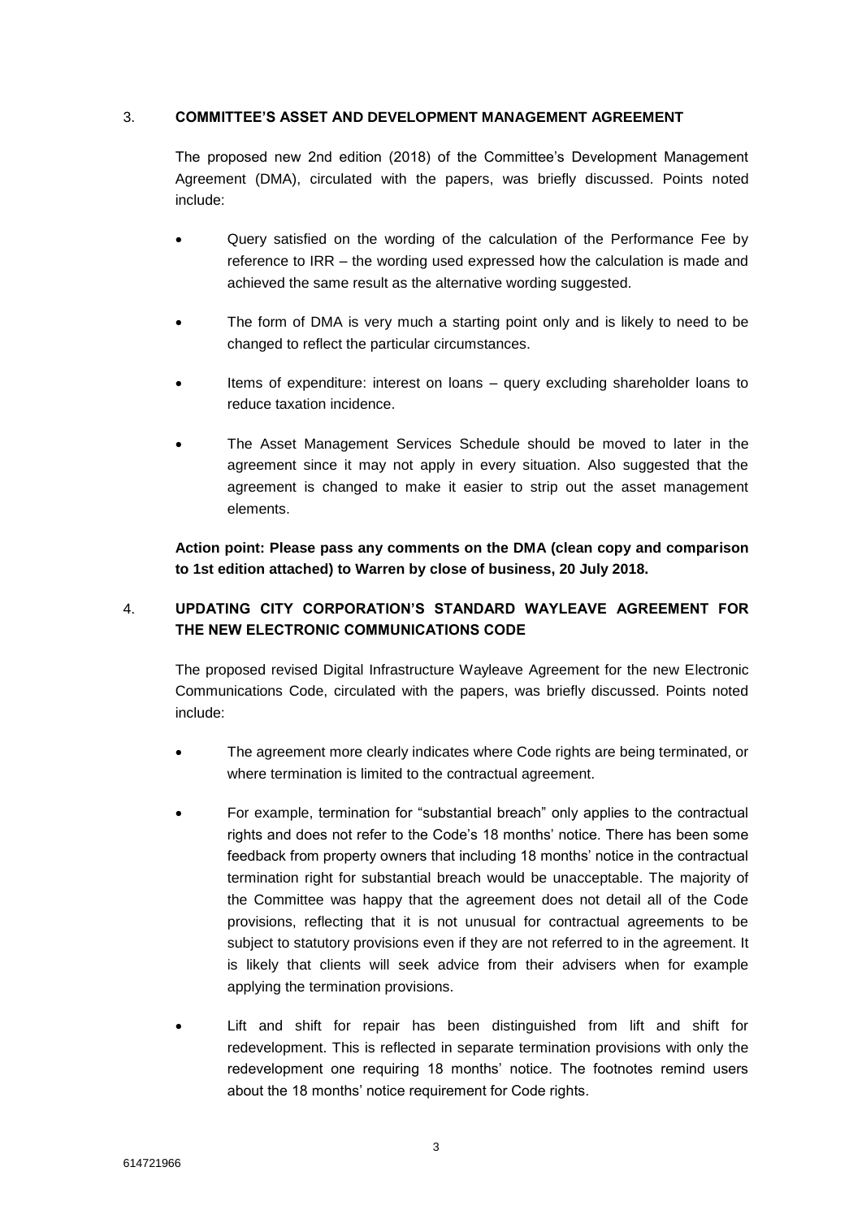## 3. COMMITTEE'S ASSET AND DEVELOPMENT MANAGEMENT AGREEMENT

The proposed new 2nd edition (2018) of the Committee's Development Management Agreement (DMA), circulated with the papers, was briefly discussed. Points noted include:

- Query satisfied on the wording of the calculation of the Performance Fee by reference to IRR – the wording used expressed how the calculation is made and achieved the same result as the alternative wording suggested.
- The form of DMA is very much a starting point only and is likely to need to be changed to reflect the particular circumstances.
- Items of expenditure: interest on loans – query excluding shareholder loans to reduce taxation incidence.
- The Asset Management Services Schedule should be moved to later in the agreement since it may not apply in every situation. Also suggested that the agreement is changed to make it easier to strip out the asset management elements.

**Action point: Please pass any comments on the DMA (clean copy and comparison to 1st edition attached) to Warren by close of business, 20 July 2018.**

## 4. UPDATING CITY CORPORATION'S STANDARD WAYLEAVE AGREEMENT FOR THE NEW ELECTRONIC COMMUNICATIONS CODE

The proposed revised Digital Infrastructure Wayleave Agreement for the new Electronic Communications Code, circulated with the papers, was briefly discussed. Points noted include:

- The agreement more clearly indicates where Code rights are being terminated, or where termination is limited to the contractual agreement.
- For example, termination for "substantial breach" only applies to the contractual rights and does not refer to the Code's 18 months' notice. There has been some feedback from property owners that including 18 months' notice in the contractual termination right for substantial breach would be unacceptable. The majority of the Committee was happy that the agreement does not detail all of the Code provisions, reflecting that it is not unusual for contractual agreements to be subject to statutory provisions even if they are not referred to in the agreement. It is likely that clients will seek advice from their advisers when for example applying the termination provisions.
- Lift and shift for repair has been distinguished from lift and shift for redevelopment. This is reflected in separate termination provisions with only the redevelopment one requiring 18 months' notice. The footnotes remind users about the 18 months' notice requirement for Code rights.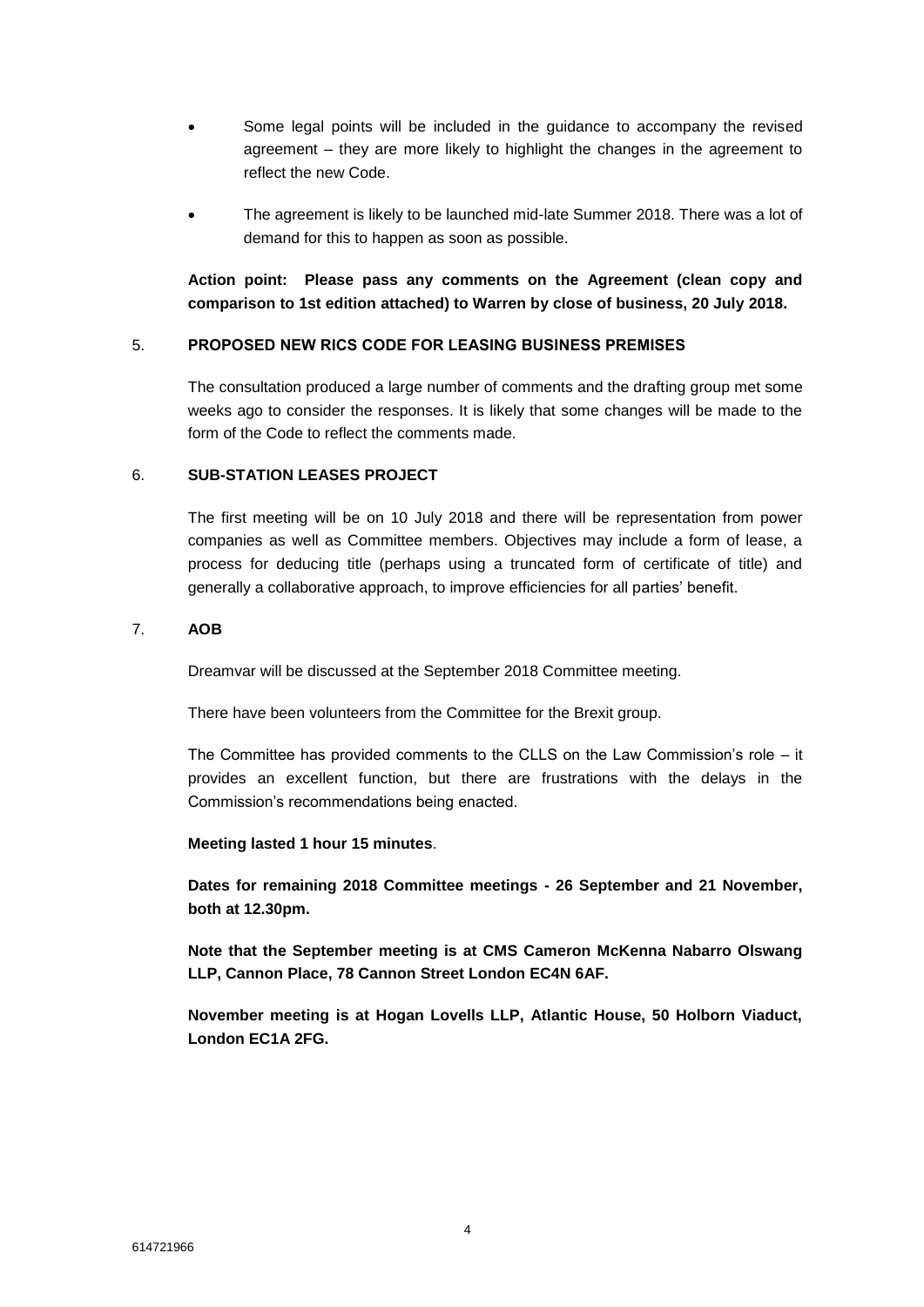- Some legal points will be included in the guidance to accompany the revised agreement – they are more likely to highlight the changes in the agreement to reflect the new Code.
- The agreement is likely to be launched mid-late Summer 2018. There was a lot of demand for this to happen as soon as possible.

**Action point: Please pass any comments on the Agreement (clean copy and comparison to 1st edition attached) to Warren by close of business, 20 July 2018.**

## 5. PROPOSED NEW RICS CODE FOR LEASING BUSINESS PREMISES

The consultation produced a large number of comments and the drafting group met some weeks ago to consider the responses. It is likely that some changes will be made to the form of the Code to reflect the comments made.

## 6. SUB-STATION LEASES PROJECT

The first meeting will be on 10 July 2018 and there will be representation from power companies as well as Committee members. Objectives may include a form of lease, a process for deducing title (perhaps using a truncated form of certificate of title) and generally a collaborative approach, to improve efficiencies for all parties' benefit.

## 7. AOB

Dreamvar will be discussed at the September 2018 Committee meeting.

There have been volunteers from the Committee for the Brexit group.

The Committee has provided comments to the CLLS on the Law Commission's role – it provides an excellent function, but there are frustrations with the delays in the Commission's recommendations being enacted.

**Meeting lasted 1 hour 15 minutes**.

**Dates for remaining 2018 Committee meetings - 26 September and 21 November, both at 12.30pm.**

**Note that the September meeting is at CMS Cameron McKenna Nabarro Olswang LLP, Cannon Place, 78 Cannon Street London EC4N 6AF.**

**November meeting is at Hogan Lovells LLP, Atlantic House, 50 Holborn Viaduct, London EC1A 2FG.**

614721966